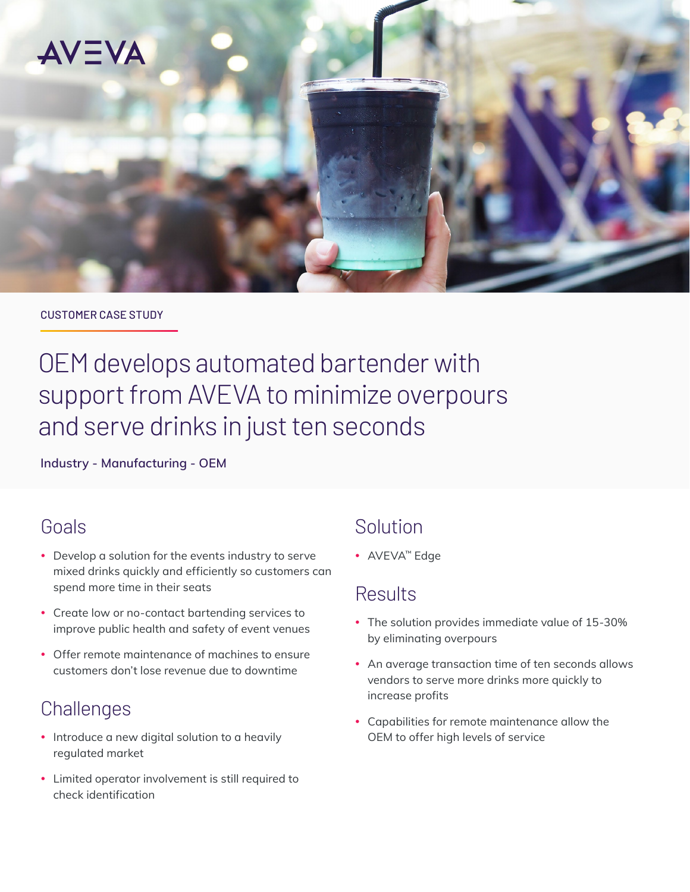AVEVA

CUSTOMER CASE STUDY

# OEM develops automated bartender with support from AVEVA to minimize overpours and serve drinks in just ten seconds

**Industry - Manufacturing - OEM**

## Goals

- Develop a solution for the events industry to serve mixed drinks quickly and efficiently so customers can spend more time in their seats
- Create low or no-contact bartending services to improve public health and safety of event venues
- Offer remote maintenance of machines to ensure customers don't lose revenue due to downtime

## Challenges

- Introduce a new digital solution to a heavily regulated market
- Limited operator involvement is still required to check identification

## Solution

- AVEVA™ Edge

## Results

- The solution provides immediate value of 15-30% by eliminating overpours
- An average transaction time of ten seconds allows vendors to serve more drinks more quickly to increase profits
- Capabilities for remote maintenance allow the OEM to offer high levels of service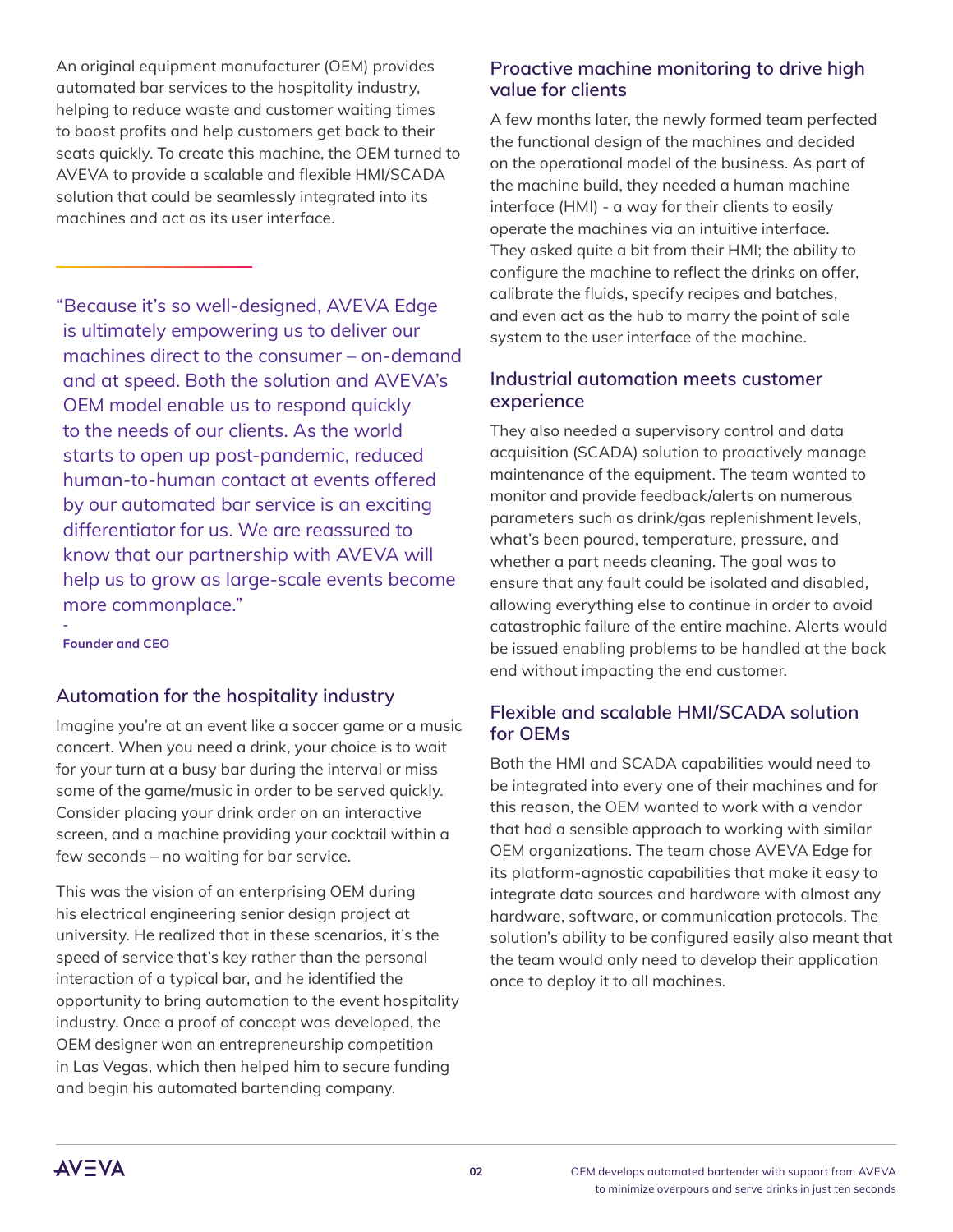An original equipment manufacturer (OEM) provides automated bar services to the hospitality industry, helping to reduce waste and customer waiting times to boost profits and help customers get back to their seats quickly. To create this machine, the OEM turned to AVEVA to provide a scalable and flexible HMI/SCADA solution that could be seamlessly integrated into its machines and act as its user interface.

> "Because it's so well-designed, AVEVA Edge is ultimately empowering us to deliver our machines direct to the consumer – on-demand and at speed. Both the solution and AVEVA's OEM model enable us to respond quickly to the needs of our clients. As the world starts to open up post-pandemic, reduced human-to-human contact at events offered by our automated bar service is an exciting differentiator for us. We are reassured to know that our partnership with AVEVA will help us to grow as large-scale events become more commonplace."
>
> \-
> **Founder and CEO**

## Automation for the hospitality industry

Imagine you're at an event like a soccer game or a music concert. When you need a drink, your choice is to wait for your turn at a busy bar during the interval or miss some of the game/music in order to be served quickly. Consider placing your drink order on an interactive screen, and a machine providing your cocktail within a few seconds – no waiting for bar service.

This was the vision of an enterprising OEM during his electrical engineering senior design project at university. He realized that in these scenarios, it's the speed of service that's key rather than the personal interaction of a typical bar, and he identified the opportunity to bring automation to the event hospitality industry. Once a proof of concept was developed, the OEM designer won an entrepreneurship competition in Las Vegas, which then helped him to secure funding and begin his automated bartending company.

## Proactive machine monitoring to drive high value for clients

A few months later, the newly formed team perfected the functional design of the machines and decided on the operational model of the business. As part of the machine build, they needed a human machine interface (HMI) - a way for their clients to easily operate the machines via an intuitive interface. They asked quite a bit from their HMI; the ability to configure the machine to reflect the drinks on offer, calibrate the fluids, specify recipes and batches, and even act as the hub to marry the point of sale system to the user interface of the machine.

## Industrial automation meets customer experience

They also needed a supervisory control and data acquisition (SCADA) solution to proactively manage maintenance of the equipment. The team wanted to monitor and provide feedback/alerts on numerous parameters such as drink/gas replenishment levels, what's been poured, temperature, pressure, and whether a part needs cleaning. The goal was to ensure that any fault could be isolated and disabled, allowing everything else to continue in order to avoid catastrophic failure of the entire machine. Alerts would be issued enabling problems to be handled at the back end without impacting the end customer.

## Flexible and scalable HMI/SCADA solution for OEMs

Both the HMI and SCADA capabilities would need to be integrated into every one of their machines and for this reason, the OEM wanted to work with a vendor that had a sensible approach to working with similar OEM organizations. The team chose AVEVA Edge for its platform-agnostic capabilities that make it easy to integrate data sources and hardware with almost any hardware, software, or communication protocols. The solution's ability to be configured easily also meant that the team would only need to develop their application once to deploy it to all machines.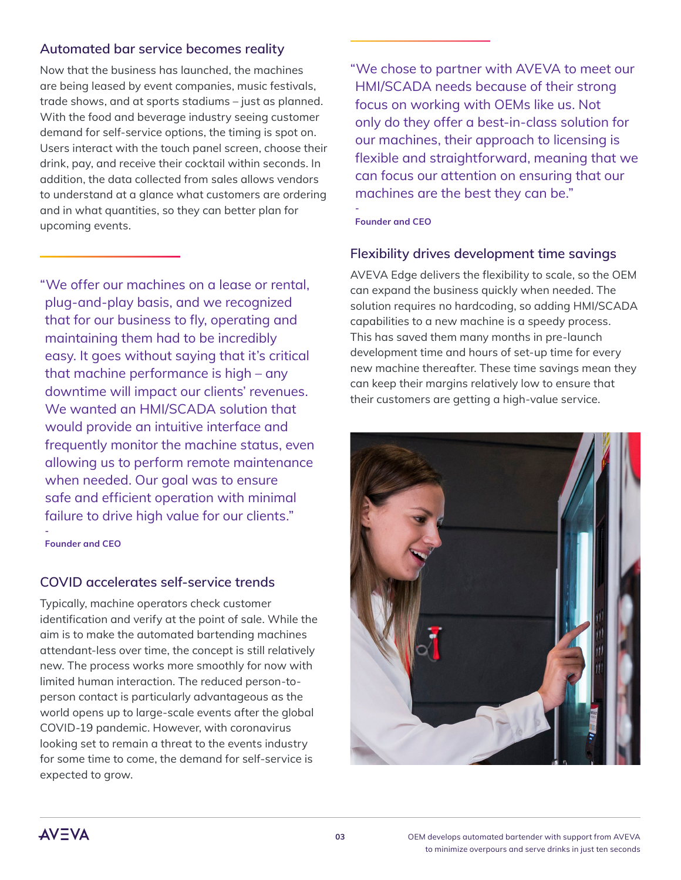## Automated bar service becomes reality

Now that the business has launched, the machines are being leased by event companies, music festivals, trade shows, and at sports stadiums – just as planned. With the food and beverage industry seeing customer demand for self-service options, the timing is spot on. Users interact with the touch panel screen, choose their drink, pay, and receive their cocktail within seconds. In addition, the data collected from sales allows vendors to understand at a glance what customers are ordering and in what quantities, so they can better plan for upcoming events.

> "We offer our machines on a lease or rental, plug-and-play basis, and we recognized that for our business to fly, operating and maintaining them had to be incredibly easy. It goes without saying that it's critical that machine performance is high – any downtime will impact our clients' revenues. We wanted an HMI/SCADA solution that would provide an intuitive interface and frequently monitor the machine status, even allowing us to perform remote maintenance when needed. Our goal was to ensure safe and efficient operation with minimal failure to drive high value for our clients."
>
> -
> **Founder and CEO**

## COVID accelerates self-service trends

Typically, machine operators check customer identification and verify at the point of sale. While the aim is to make the automated bartending machines attendant-less over time, the concept is still relatively new. The process works more smoothly for now with limited human interaction. The reduced person-to-person contact is particularly advantageous as the world opens up to large-scale events after the global COVID-19 pandemic. However, with coronavirus looking set to remain a threat to the events industry for some time to come, the demand for self-service is expected to grow.

> "We chose to partner with AVEVA to meet our HMI/SCADA needs because of their strong focus on working with OEMs like us. Not only do they offer a best-in-class solution for our machines, their approach to licensing is flexible and straightforward, meaning that we can focus our attention on ensuring that our machines are the best they can be."
>
> -
> **Founder and CEO**

## Flexibility drives development time savings

AVEVA Edge delivers the flexibility to scale, so the OEM can expand the business quickly when needed. The solution requires no hardcoding, so adding HMI/SCADA capabilities to a new machine is a speedy process. This has saved them many months in pre-launch development time and hours of set-up time for every new machine thereafter. These time savings mean they can keep their margins relatively low to ensure that their customers are getting a high-value service.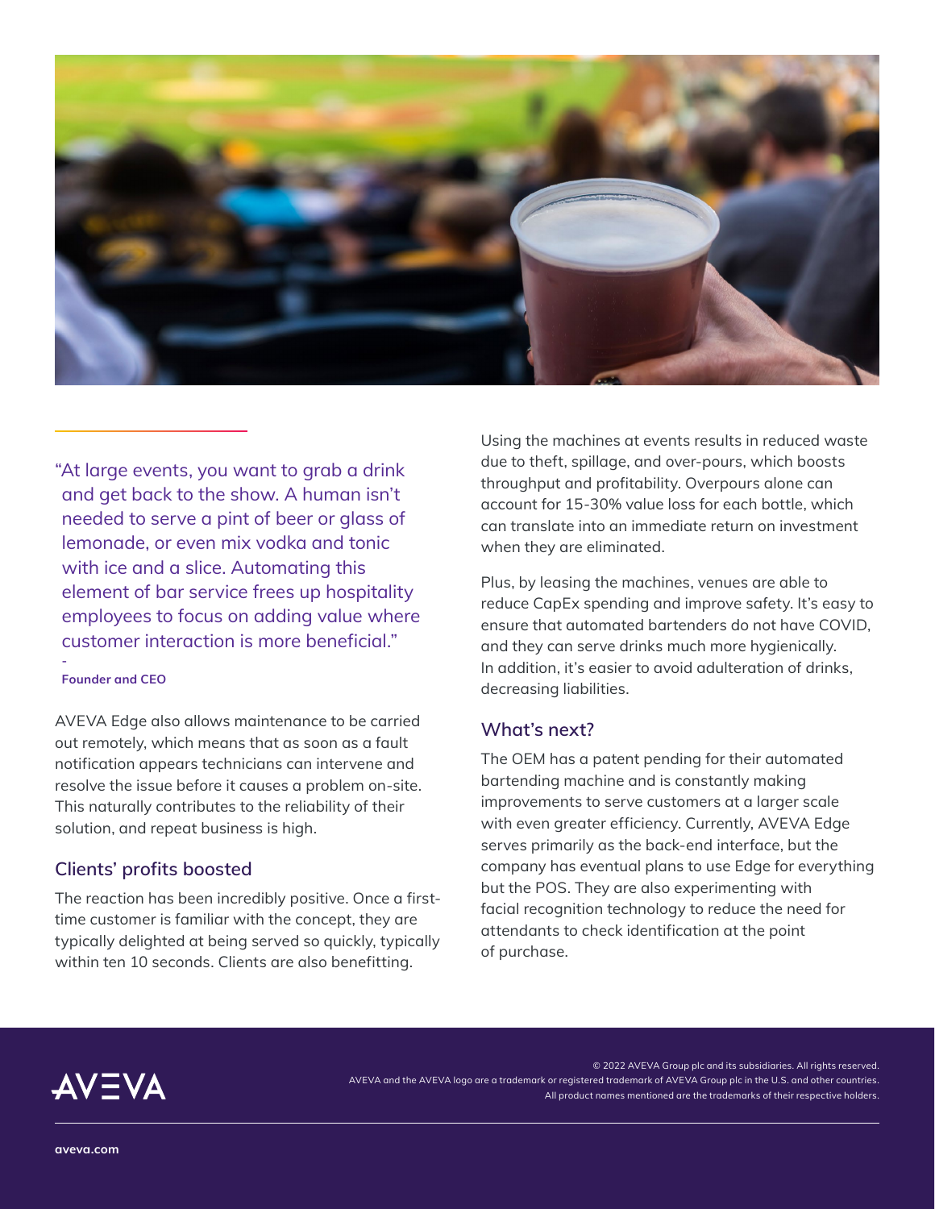"At large events, you want to grab a drink and get back to the show. A human isn't needed to serve a pint of beer or glass of lemonade, or even mix vodka and tonic with ice and a slice. Automating this element of bar service frees up hospitality employees to focus on adding value where customer interaction is more beneficial."

-
**Founder and CEO**

AVEVA Edge also allows maintenance to be carried out remotely, which means that as soon as a fault notification appears technicians can intervene and resolve the issue before it causes a problem on-site. This naturally contributes to the reliability of their solution, and repeat business is high.

## Clients' profits boosted

The reaction has been incredibly positive. Once a first-time customer is familiar with the concept, they are typically delighted at being served so quickly, typically within ten 10 seconds. Clients are also benefitting.

Using the machines at events results in reduced waste due to theft, spillage, and over-pours, which boosts throughput and profitability. Overpours alone can account for 15-30% value loss for each bottle, which can translate into an immediate return on investment when they are eliminated.

Plus, by leasing the machines, venues are able to reduce CapEx spending and improve safety. It's easy to ensure that automated bartenders do not have COVID, and they can serve drinks much more hygienically. In addition, it's easier to avoid adulteration of drinks, decreasing liabilities.

## What's next?

The OEM has a patent pending for their automated bartending machine and is constantly making improvements to serve customers at a larger scale with even greater efficiency. Currently, AVEVA Edge serves primarily as the back-end interface, but the company has eventual plans to use Edge for everything but the POS. They are also experimenting with facial recognition technology to reduce the need for attendants to check identification at the point of purchase.

© 2022 AVEVA Group plc and its subsidiaries. All rights reserved.
AVEVA and the AVEVA logo are a trademark or registered trademark of AVEVA Group plc in the U.S. and other countries.
All product names mentioned are the trademarks of their respective holders.

aveva.com